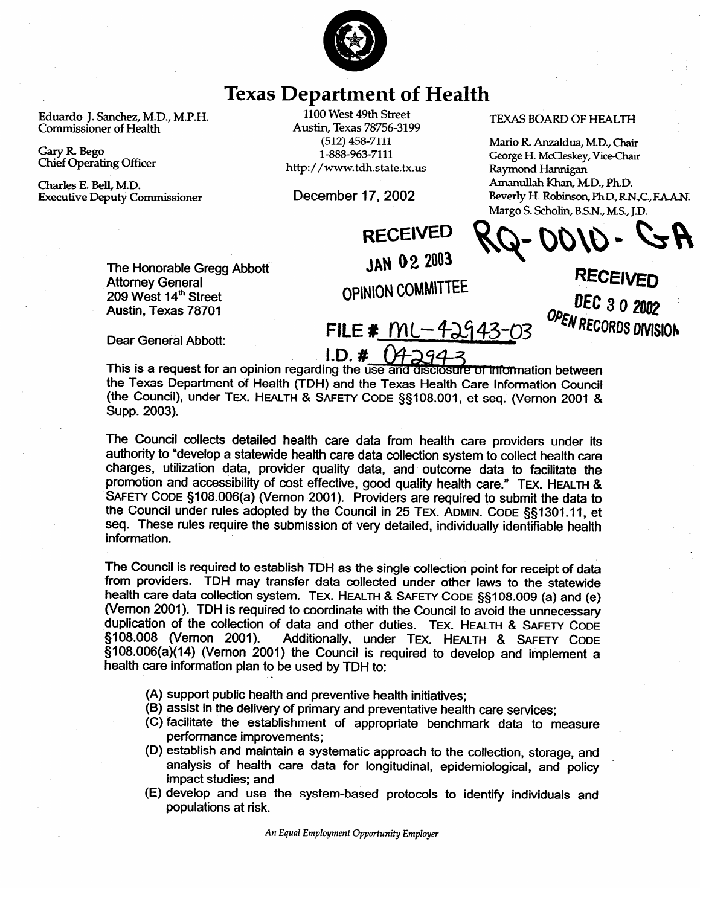# Texas Department of Health

Eduardo J. Sanchez, M.D., M.P.H.
Commissioner of Health

Gary R. Bego
Chief Operating Officer

Charles E. Bell, M.D.
Executive Deputy Commissioner

1100 West 49th Street
Austin, Texas 78756-3199
(512) 458-7111
1-888-963-7111
http://www.tdh.state.tx.us

December 17, 2002

TEXAS BOARD OF HEALTH

Mario R. Anzaldua, M.D., Chair
George H. McCleskey, Vice-Chair
Raymond Hannigan
Amanullah Khan, M.D., Ph.D.
Beverly H. Robinson, Ph.D., R.N.,C., F.A.A.N.
Margo S. Scholin, B.S.N., M.S., J.D.

RECEIVED
JAN 02 2003
OPINION COMMITTEE

RQ-0010-GA

RECEIVED
DEC 30 2002
OPEN RECORDS DIVISION

FILE # ML-42943-03
I.D. # 042943

The Honorable Gregg Abbott
Attorney General
209 West 14th Street
Austin, Texas 78701

Dear General Abbott:

This is a request for an opinion regarding the use and disclosure of information between the Texas Department of Health (TDH) and the Texas Health Care Information Council (the Council), under TEX. HEALTH & SAFETY CODE §§108.001, et seq. (Vernon 2001 & Supp. 2003).

The Council collects detailed health care data from health care providers under its authority to "develop a statewide health care data collection system to collect health care charges, utilization data, provider quality data, and outcome data to facilitate the promotion and accessibility of cost effective, good quality health care." TEX. HEALTH & SAFETY CODE §108.006(a) (Vernon 2001). Providers are required to submit the data to the Council under rules adopted by the Council in 25 TEX. ADMIN. CODE §§1301.11, et seq. These rules require the submission of very detailed, individually identifiable health information.

The Council is required to establish TDH as the single collection point for receipt of data from providers. TDH may transfer data collected under other laws to the statewide health care data collection system. TEX. HEALTH & SAFETY CODE §§108.009 (a) and (e) (Vernon 2001). TDH is required to coordinate with the Council to avoid the unnecessary duplication of the collection of data and other duties. TEX. HEALTH & SAFETY CODE §108.008 (Vernon 2001). Additionally, under TEX. HEALTH & SAFETY CODE §108.006(a)(14) (Vernon 2001) the Council is required to develop and implement a health care information plan to be used by TDH to:

(A) support public health and preventive health initiatives;
(B) assist in the delivery of primary and preventative health care services;
(C) facilitate the establishment of appropriate benchmark data to measure performance improvements;
(D) establish and maintain a systematic approach to the collection, storage, and analysis of health care data for longitudinal, epidemiological, and policy impact studies; and
(E) develop and use the system-based protocols to identify individuals and populations at risk.

*An Equal Employment Opportunity Employer*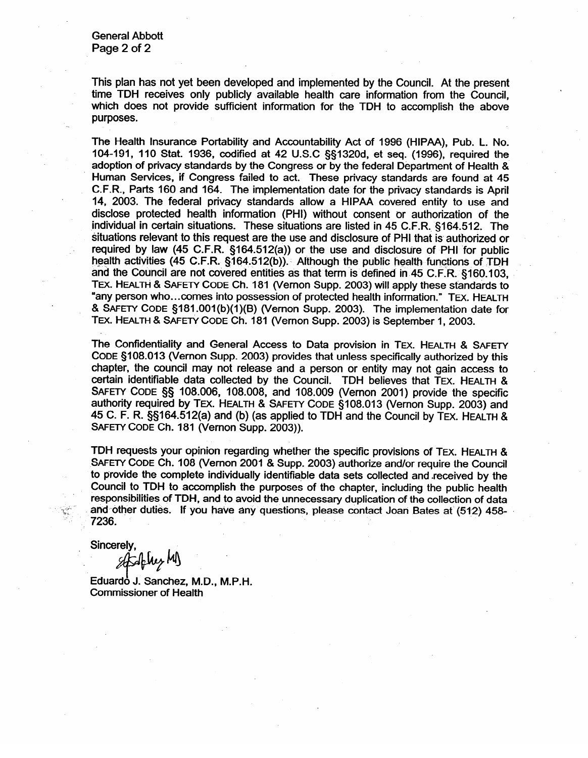This plan has not yet been developed and implemented by the Council. At the present time TDH receives only publicly available health care information from the Council, which does not provide sufficient information for the TDH to accomplish the above purposes.

The Health Insurance Portability and Accountability Act of 1996 (HIPAA), Pub. L. No. 104-191, 110 Stat. 1936, codified at 42 U.S.C §§1320d, et seq. (1996), required the adoption of privacy standards by the Congress or by the federal Department of Health & Human Services, if Congress failed to act. These privacy standards are found at 45 C.F.R., Parts 160 and 164. The implementation date for the privacy standards is April 14, 2003. The federal privacy standards allow a HIPAA covered entity to use and disclose protected health information (PHI) without consent or authorization of the individual in certain situations. These situations are listed in 45 C.F.R. §164.512. The situations relevant to this request are the use and disclosure of PHI that is authorized or required by law (45 C.F.R. §164.512(a)) or the use and disclosure of PHI for public health activities (45 C.F.R. §164.512(b)). Although the public health functions of TDH and the Council are not covered entities as that term is defined in 45 C.F.R. §160.103, TEX. HEALTH & SAFETY CODE Ch. 181 (Vernon Supp. 2003) will apply these standards to "any person who...comes into possession of protected health information." TEX. HEALTH & SAFETY CODE §181.001(b)(1)(B) (Vernon Supp. 2003). The implementation date for TEX. HEALTH & SAFETY CODE Ch. 181 (Vernon Supp. 2003) is September 1, 2003.

The Confidentiality and General Access to Data provision in TEX. HEALTH & SAFETY CODE §108.013 (Vernon Supp. 2003) provides that unless specifically authorized by this chapter, the council may not release and a person or entity may not gain access to certain identifiable data collected by the Council. TDH believes that TEX. HEALTH & SAFETY CODE §§ 108.006, 108.008, and 108.009 (Vernon 2001) provide the specific authority required by TEX. HEALTH & SAFETY CODE §108.013 (Vernon Supp. 2003) and 45 C. F. R. §§164.512(a) and (b) (as applied to TDH and the Council by TEX. HEALTH & SAFETY CODE Ch. 181 (Vernon Supp. 2003)).

TDH requests your opinion regarding whether the specific provisions of TEX. HEALTH & SAFETY CODE Ch. 108 (Vernon 2001 & Supp. 2003) authorize and/or require the Council to provide the complete individually identifiable data sets collected and received by the Council to TDH to accomplish the purposes of the chapter, including the public health responsibilities of TDH, and to avoid the unnecessary duplication of the collection of data and other duties. If you have any questions, please contact Joan Bates at (512) 458-7236.

Sincerely,

Eduardo J. Sanchez, M.D., M.P.H.
Commissioner of Health